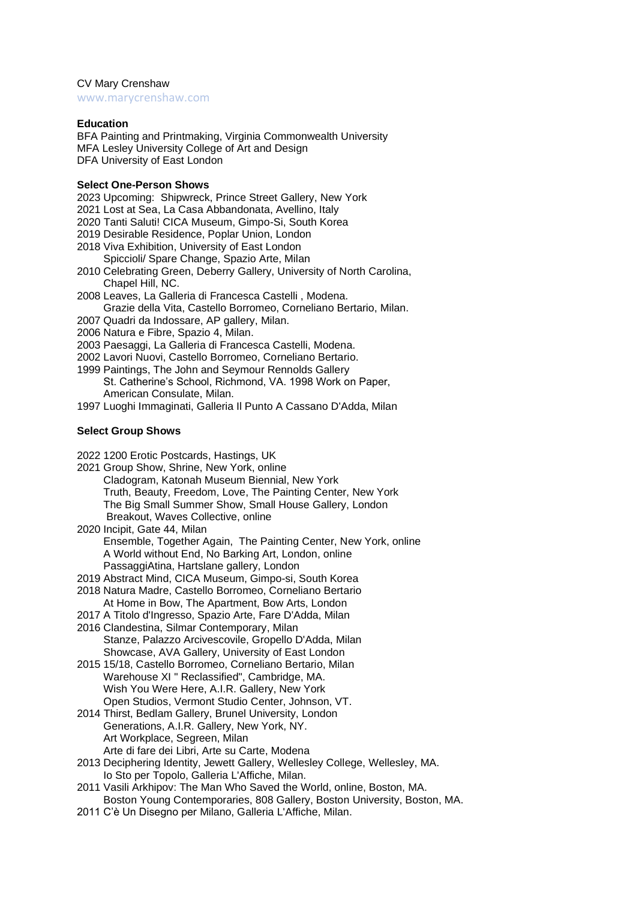CV Mary Crenshaw
www.marycrenshaw.com

**Education**

BFA Painting and Printmaking, Virginia Commonwealth University
MFA Lesley University College of Art and Design
DFA University of East London

**Select One-Person Shows**

2023 Upcoming: Shipwreck, Prince Street Gallery, New York
2021 Lost at Sea, La Casa Abbandonata, Avellino, Italy
2020 Tanti Saluti! CICA Museum, Gimpo-Si, South Korea
2019 Desirable Residence, Poplar Union, London
2018 Viva Exhibition, University of East London
Spiccioli/ Spare Change, Spazio Arte, Milan
2010 Celebrating Green, Deberry Gallery, University of North Carolina, Chapel Hill, NC.
2008 Leaves, La Galleria di Francesca Castelli , Modena.
Grazie della Vita, Castello Borromeo, Corneliano Bertario, Milan.
2007 Quadri da Indossare, AP gallery, Milan.
2006 Natura e Fibre, Spazio 4, Milan.
2003 Paesaggi, La Galleria di Francesca Castelli, Modena.
2002 Lavori Nuovi, Castello Borromeo, Corneliano Bertario.
1999 Paintings, The John and Seymour Rennolds Gallery
St. Catherine's School, Richmond, VA. 1998 Work on Paper, American Consulate, Milan.
1997 Luoghi Immaginati, Galleria Il Punto A Cassano D'Adda, Milan

**Select Group Shows**

2022 1200 Erotic Postcards, Hastings, UK
2021 Group Show, Shrine, New York, online
Cladogram, Katonah Museum Biennial, New York
Truth, Beauty, Freedom, Love, The Painting Center, New York
The Big Small Summer Show, Small House Gallery, London
Breakout, Waves Collective, online
2020 Incipit, Gate 44, Milan
Ensemble, Together Again, The Painting Center, New York, online
A World without End, No Barking Art, London, online
PassaggiAtina, Hartslane gallery, London
2019 Abstract Mind, CICA Museum, Gimpo-si, South Korea
2018 Natura Madre, Castello Borromeo, Corneliano Bertario
At Home in Bow, The Apartment, Bow Arts, London
2017 A Titolo d'Ingresso, Spazio Arte, Fare D'Adda, Milan
2016 Clandestina, Silmar Contemporary, Milan
Stanze, Palazzo Arcivescovile, Gropello D'Adda, Milan
Showcase, AVA Gallery, University of East London
2015 15/18, Castello Borromeo, Corneliano Bertario, Milan
Warehouse XI " Reclassified", Cambridge, MA.
Wish You Were Here, A.I.R. Gallery, New York
Open Studios, Vermont Studio Center, Johnson, VT.
2014 Thirst, Bedlam Gallery, Brunel University, London
Generations, A.I.R. Gallery, New York, NY.
Art Workplace, Segreen, Milan
Arte di fare dei Libri, Arte su Carte, Modena
2013 Deciphering Identity, Jewett Gallery, Wellesley College, Wellesley, MA.
Io Sto per Topolo, Galleria L'Affiche, Milan.
2011 Vasili Arkhipov: The Man Who Saved the World, online, Boston, MA.
Boston Young Contemporaries, 808 Gallery, Boston University, Boston, MA.
2011 C'è Un Disegno per Milano, Galleria L'Affiche, Milan.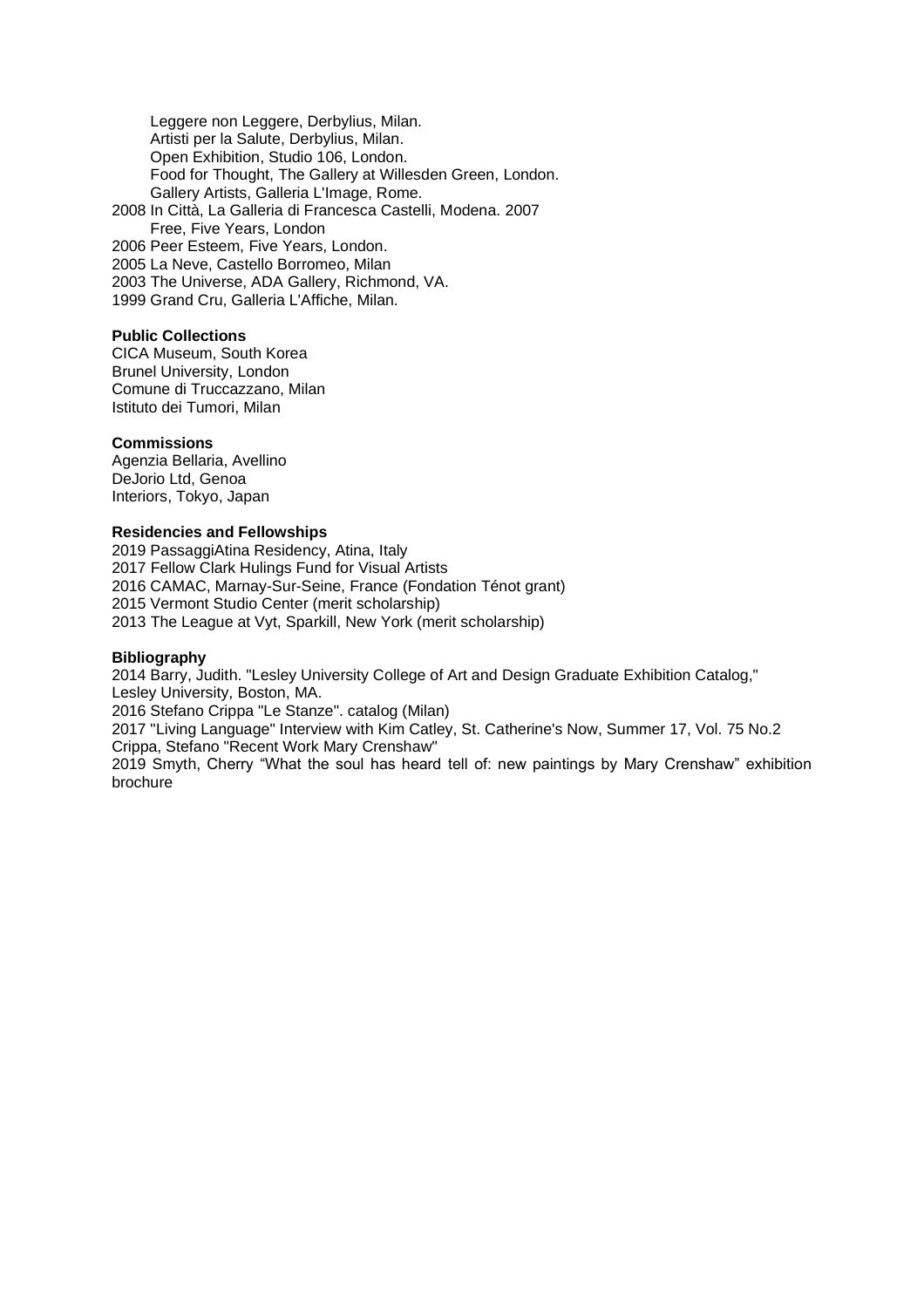Leggere non Leggere, Derbylius, Milan.
Artisti per la Salute, Derbylius, Milan.
Open Exhibition, Studio 106, London.
Food for Thought, The Gallery at Willesden Green, London.
Gallery Artists, Galleria L'Image, Rome.

2008 In Città, La Galleria di Francesca Castelli, Modena. 2007
Free, Five Years, London

2006 Peer Esteem, Five Years, London.

2005 La Neve, Castello Borromeo, Milan

2003 The Universe, ADA Gallery, Richmond, VA.

1999 Grand Cru, Galleria L'Affiche, Milan.

**Public Collections**

CICA Museum, South Korea
Brunel University, London
Comune di Truccazzano, Milan
Istituto dei Tumori, Milan

**Commissions**

Agenzia Bellaria, Avellino
DeJorio Ltd, Genoa
Interiors, Tokyo, Japan

**Residencies and Fellowships**

2019 PassaggiAtina Residency, Atina, Italy
2017 Fellow Clark Hulings Fund for Visual Artists
2016 CAMAC, Marnay-Sur-Seine, France (Fondation Ténot grant)
2015 Vermont Studio Center (merit scholarship)
2013 The League at Vyt, Sparkill, New York (merit scholarship)

**Bibliography**

2014 Barry, Judith. "Lesley University College of Art and Design Graduate Exhibition Catalog," Lesley University, Boston, MA.

2016 Stefano Crippa "Le Stanze". catalog (Milan)

2017 "Living Language" Interview with Kim Catley, St. Catherine's Now, Summer 17, Vol. 75 No.2
Crippa, Stefano "Recent Work Mary Crenshaw"

2019 Smyth, Cherry "What the soul has heard tell of: new paintings by Mary Crenshaw" exhibition brochure